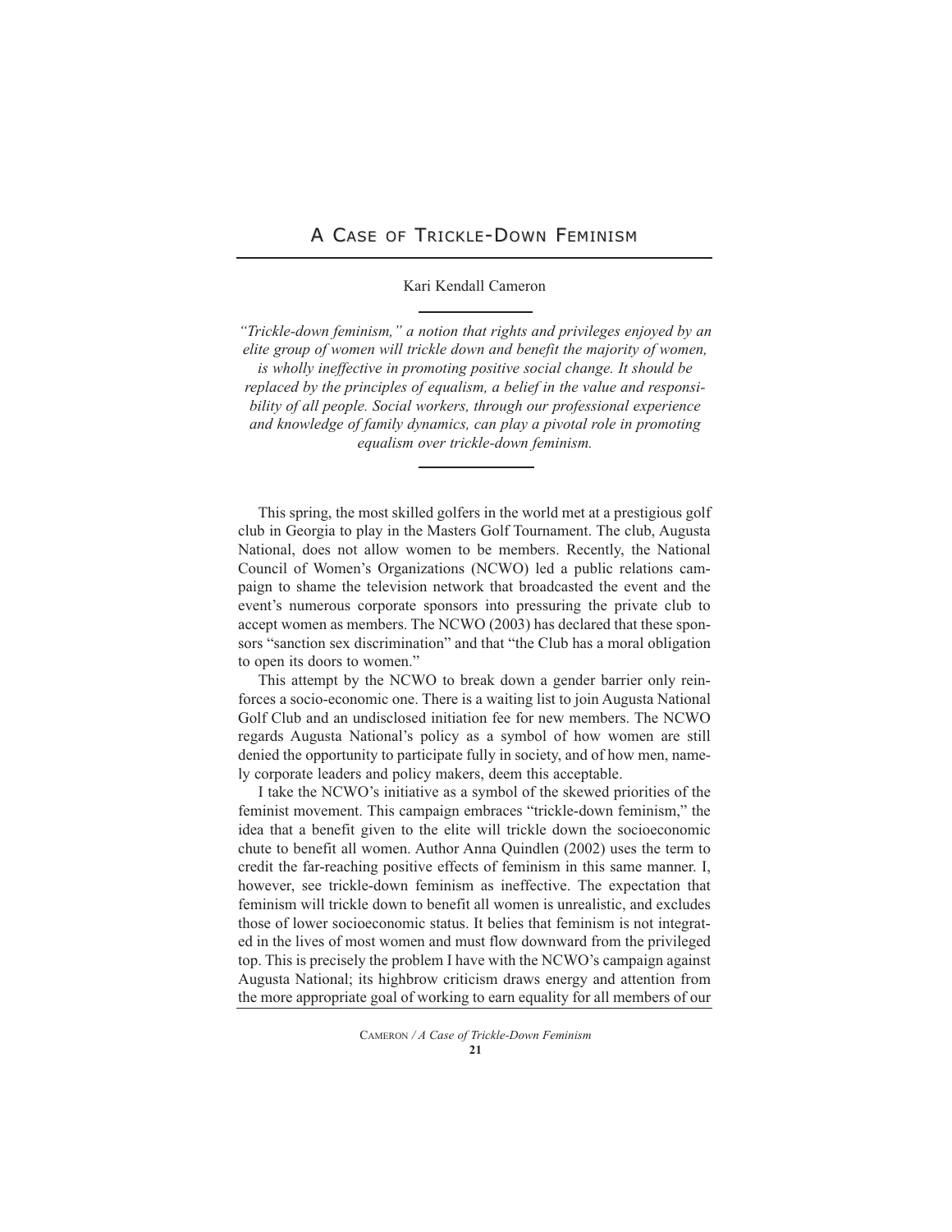# A Case of Trickle-Down Feminism

Kari Kendall Cameron

*"Trickle-down feminism," a notion that rights and privileges enjoyed by an elite group of women will trickle down and benefit the majority of women, is wholly ineffective in promoting positive social change. It should be replaced by the principles of equalism, a belief in the value and responsibility of all people. Social workers, through our professional experience and knowledge of family dynamics, can play a pivotal role in promoting equalism over trickle-down feminism.*

This spring, the most skilled golfers in the world met at a prestigious golf club in Georgia to play in the Masters Golf Tournament. The club, Augusta National, does not allow women to be members. Recently, the National Council of Women's Organizations (NCWO) led a public relations campaign to shame the television network that broadcasted the event and the event's numerous corporate sponsors into pressuring the private club to accept women as members. The NCWO (2003) has declared that these sponsors "sanction sex discrimination" and that "the Club has a moral obligation to open its doors to women."

This attempt by the NCWO to break down a gender barrier only reinforces a socio-economic one. There is a waiting list to join Augusta National Golf Club and an undisclosed initiation fee for new members. The NCWO regards Augusta National's policy as a symbol of how women are still denied the opportunity to participate fully in society, and of how men, namely corporate leaders and policy makers, deem this acceptable.

I take the NCWO's initiative as a symbol of the skewed priorities of the feminist movement. This campaign embraces "trickle-down feminism," the idea that a benefit given to the elite will trickle down the socioeconomic chute to benefit all women. Author Anna Quindlen (2002) uses the term to credit the far-reaching positive effects of feminism in this same manner. I, however, see trickle-down feminism as ineffective. The expectation that feminism will trickle down to benefit all women is unrealistic, and excludes those of lower socioeconomic status. It belies that feminism is not integrated in the lives of most women and must flow downward from the privileged top. This is precisely the problem I have with the NCWO's campaign against Augusta National; its highbrow criticism draws energy and attention from the more appropriate goal of working to earn equality for all members of our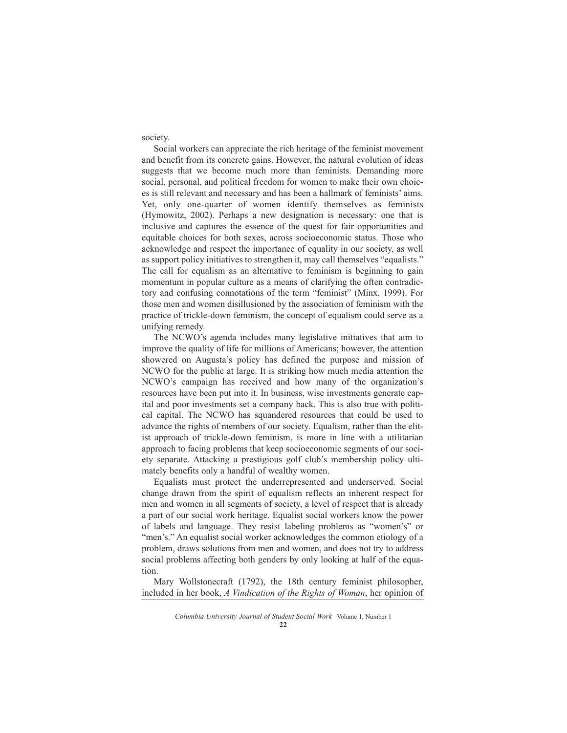society.

Social workers can appreciate the rich heritage of the feminist movement and benefit from its concrete gains. However, the natural evolution of ideas suggests that we become much more than feminists. Demanding more social, personal, and political freedom for women to make their own choices is still relevant and necessary and has been a hallmark of feminists' aims. Yet, only one-quarter of women identify themselves as feminists (Hymowitz, 2002). Perhaps a new designation is necessary: one that is inclusive and captures the essence of the quest for fair opportunities and equitable choices for both sexes, across socioeconomic status. Those who acknowledge and respect the importance of equality in our society, as well as support policy initiatives to strengthen it, may call themselves "equalists." The call for equalism as an alternative to feminism is beginning to gain momentum in popular culture as a means of clarifying the often contradictory and confusing connotations of the term "feminist" (Minx, 1999). For those men and women disillusioned by the association of feminism with the practice of trickle-down feminism, the concept of equalism could serve as a unifying remedy.

The NCWO's agenda includes many legislative initiatives that aim to improve the quality of life for millions of Americans; however, the attention showered on Augusta's policy has defined the purpose and mission of NCWO for the public at large. It is striking how much media attention the NCWO's campaign has received and how many of the organization's resources have been put into it. In business, wise investments generate capital and poor investments set a company back. This is also true with political capital. The NCWO has squandered resources that could be used to advance the rights of members of our society. Equalism, rather than the elitist approach of trickle-down feminism, is more in line with a utilitarian approach to facing problems that keep socioeconomic segments of our society separate. Attacking a prestigious golf club's membership policy ultimately benefits only a handful of wealthy women.

Equalists must protect the underrepresented and underserved. Social change drawn from the spirit of equalism reflects an inherent respect for men and women in all segments of society, a level of respect that is already a part of our social work heritage. Equalist social workers know the power of labels and language. They resist labeling problems as "women's" or "men's." An equalist social worker acknowledges the common etiology of a problem, draws solutions from men and women, and does not try to address social problems affecting both genders by only looking at half of the equation.

Mary Wollstonecraft (1792), the 18th century feminist philosopher, included in her book, *A Vindication of the Rights of Woman*, her opinion of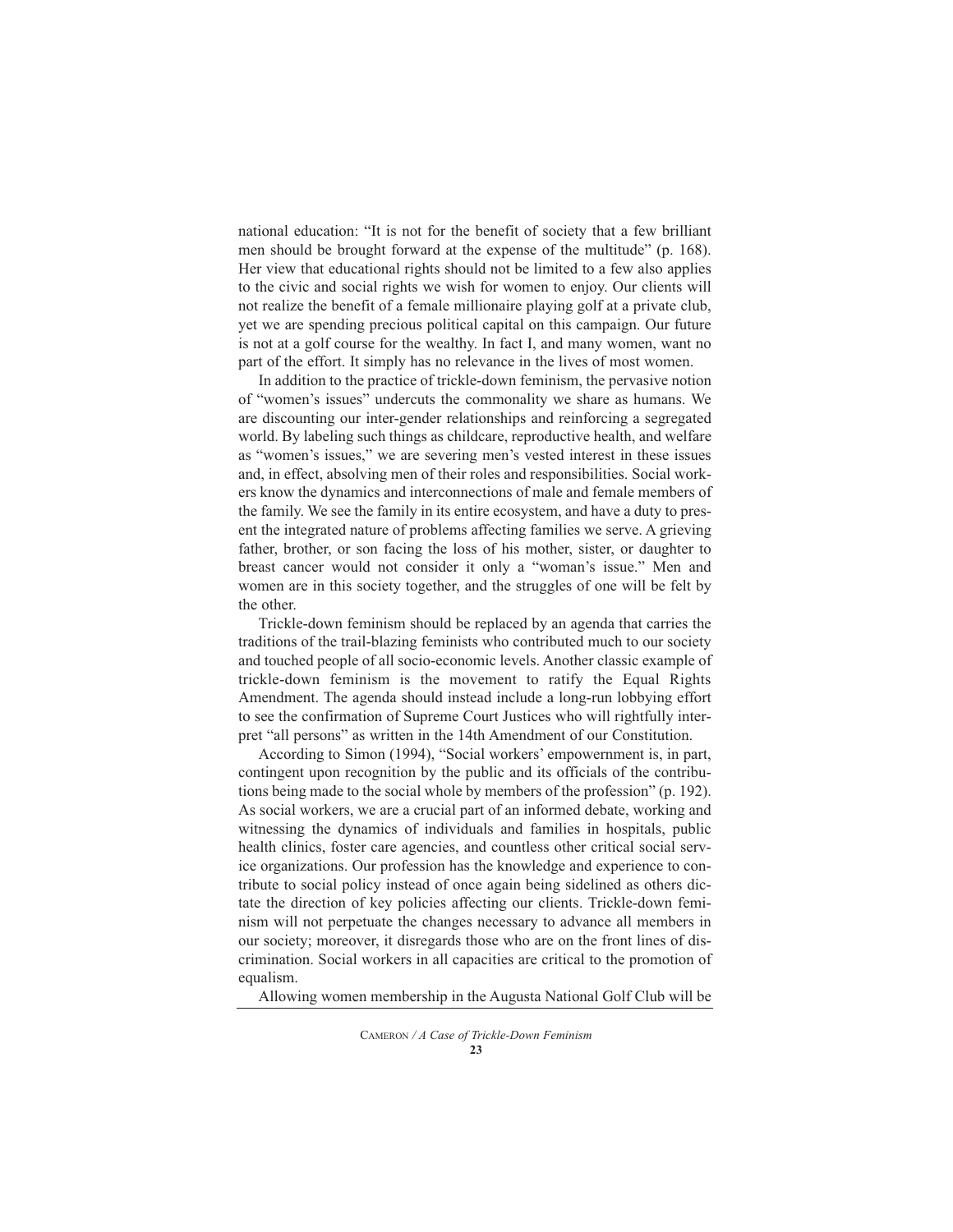national education: "It is not for the benefit of society that a few brilliant men should be brought forward at the expense of the multitude" (p. 168). Her view that educational rights should not be limited to a few also applies to the civic and social rights we wish for women to enjoy. Our clients will not realize the benefit of a female millionaire playing golf at a private club, yet we are spending precious political capital on this campaign. Our future is not at a golf course for the wealthy. In fact I, and many women, want no part of the effort. It simply has no relevance in the lives of most women.

In addition to the practice of trickle-down feminism, the pervasive notion of "women's issues" undercuts the commonality we share as humans. We are discounting our inter-gender relationships and reinforcing a segregated world. By labeling such things as childcare, reproductive health, and welfare as "women's issues," we are severing men's vested interest in these issues and, in effect, absolving men of their roles and responsibilities. Social workers know the dynamics and interconnections of male and female members of the family. We see the family in its entire ecosystem, and have a duty to present the integrated nature of problems affecting families we serve. A grieving father, brother, or son facing the loss of his mother, sister, or daughter to breast cancer would not consider it only a "woman's issue." Men and women are in this society together, and the struggles of one will be felt by the other.

Trickle-down feminism should be replaced by an agenda that carries the traditions of the trail-blazing feminists who contributed much to our society and touched people of all socio-economic levels. Another classic example of trickle-down feminism is the movement to ratify the Equal Rights Amendment. The agenda should instead include a long-run lobbying effort to see the confirmation of Supreme Court Justices who will rightfully interpret "all persons" as written in the 14th Amendment of our Constitution.

According to Simon (1994), "Social workers' empowernment is, in part, contingent upon recognition by the public and its officials of the contributions being made to the social whole by members of the profession" (p. 192). As social workers, we are a crucial part of an informed debate, working and witnessing the dynamics of individuals and families in hospitals, public health clinics, foster care agencies, and countless other critical social service organizations. Our profession has the knowledge and experience to contribute to social policy instead of once again being sidelined as others dictate the direction of key policies affecting our clients. Trickle-down feminism will not perpetuate the changes necessary to advance all members in our society; moreover, it disregards those who are on the front lines of discrimination. Social workers in all capacities are critical to the promotion of equalism.

Allowing women membership in the Augusta National Golf Club will be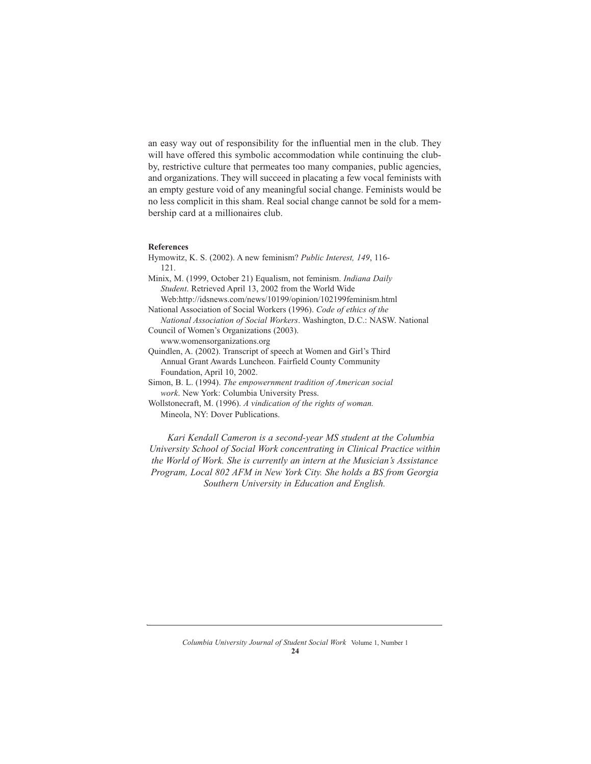an easy way out of responsibility for the influential men in the club. They will have offered this symbolic accommodation while continuing the clubby, restrictive culture that permeates too many companies, public agencies, and organizations. They will succeed in placating a few vocal feminists with an empty gesture void of any meaningful social change. Feminists would be no less complicit in this sham. Real social change cannot be sold for a membership card at a millionaires club.

**References**

Hymowitz, K. S. (2002). A new feminism? *Public Interest, 149*, 116-121.

Minix, M. (1999, October 21) Equalism, not feminism. *Indiana Daily Student*. Retrieved April 13, 2002 from the World Wide Web:http://idsnews.com/news/10199/opinion/102199feminism.html

National Association of Social Workers (1996). *Code of ethics of the National Association of Social Workers*. Washington, D.C.: NASW. National Council of Women's Organizations (2003). www.womensorganizations.org

Quindlen, A. (2002). Transcript of speech at Women and Girl's Third Annual Grant Awards Luncheon. Fairfield County Community Foundation, April 10, 2002.

Simon, B. L. (1994). *The empowernment tradition of American social work*. New York: Columbia University Press.

Wollstonecraft, M. (1996). *A vindication of the rights of woman.* Mineola, NY: Dover Publications.

*Kari Kendall Cameron is a second-year MS student at the Columbia University School of Social Work concentrating in Clinical Practice within the World of Work. She is currently an intern at the Musician's Assistance Program, Local 802 AFM in New York City. She holds a BS from Georgia Southern University in Education and English.*